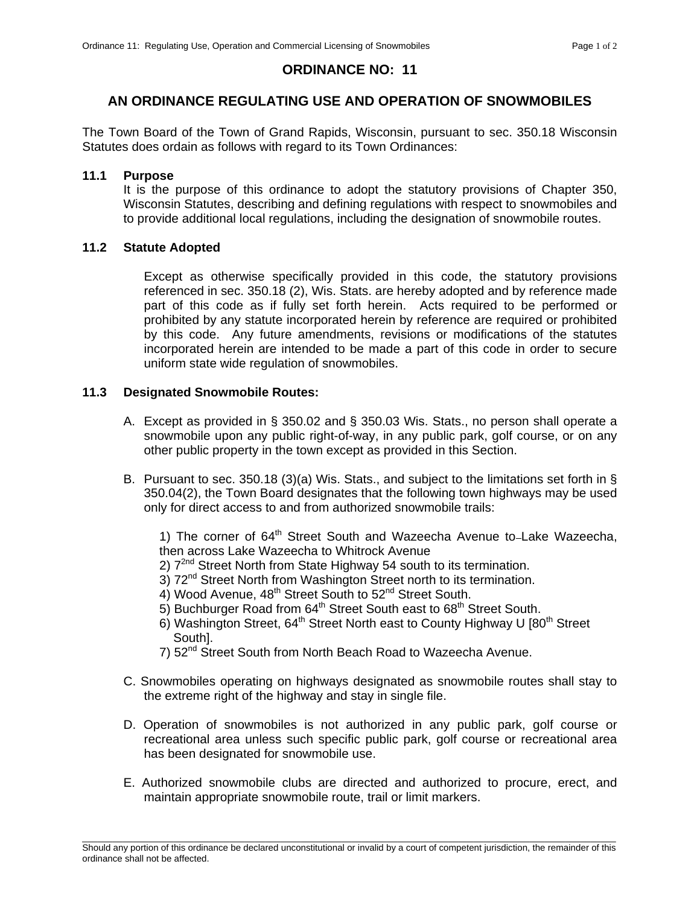# ORDINANCE NO: 11

## AN ORDINANCE REGULATING USE AND OPERATION OF SNOWMOBILES

The Town Board of the Town of Grand Rapids, Wisconsin, pursuant to sec. 350.18 Wisconsin Statutes does ordain as follows with regard to its Town Ordinances:

**11.1 Purpose**

It is the purpose of this ordinance to adopt the statutory provisions of Chapter 350, Wisconsin Statutes, describing and defining regulations with respect to snowmobiles and to provide additional local regulations, including the designation of snowmobile routes.

**11.2 Statute Adopted**

Except as otherwise specifically provided in this code, the statutory provisions referenced in sec. 350.18 (2), Wis. Stats. are hereby adopted and by reference made part of this code as if fully set forth herein. Acts required to be performed or prohibited by any statute incorporated herein by reference are required or prohibited by this code. Any future amendments, revisions or modifications of the statutes incorporated herein are intended to be made a part of this code in order to secure uniform state wide regulation of snowmobiles.

**11.3 Designated Snowmobile Routes:**

A. Except as provided in § 350.02 and § 350.03 Wis. Stats., no person shall operate a snowmobile upon any public right-of-way, in any public park, golf course, or on any other public property in the town except as provided in this Section.

B. Pursuant to sec. 350.18 (3)(a) Wis. Stats., and subject to the limitations set forth in § 350.04(2), the Town Board designates that the following town highways may be used only for direct access to and from authorized snowmobile trails:

1) The corner of 64th Street South and Wazeecha Avenue to Lake Wazeecha, then across Lake Wazeecha to Whitrock Avenue
2) 72nd Street North from State Highway 54 south to its termination.
3) 72nd Street North from Washington Street north to its termination.
4) Wood Avenue, 48th Street South to 52nd Street South.
5) Buchburger Road from 64th Street South east to 68th Street South.
6) Washington Street, 64th Street North east to County Highway U [80th Street South].
7) 52nd Street South from North Beach Road to Wazeecha Avenue.

C. Snowmobiles operating on highways designated as snowmobile routes shall stay to the extreme right of the highway and stay in single file.

D. Operation of snowmobiles is not authorized in any public park, golf course or recreational area unless such specific public park, golf course or recreational area has been designated for snowmobile use.

E. Authorized snowmobile clubs are directed and authorized to procure, erect, and maintain appropriate snowmobile route, trail or limit markers.

---

Should any portion of this ordinance be declared unconstitutional or invalid by a court of competent jurisdiction, the remainder of this ordinance shall not be affected.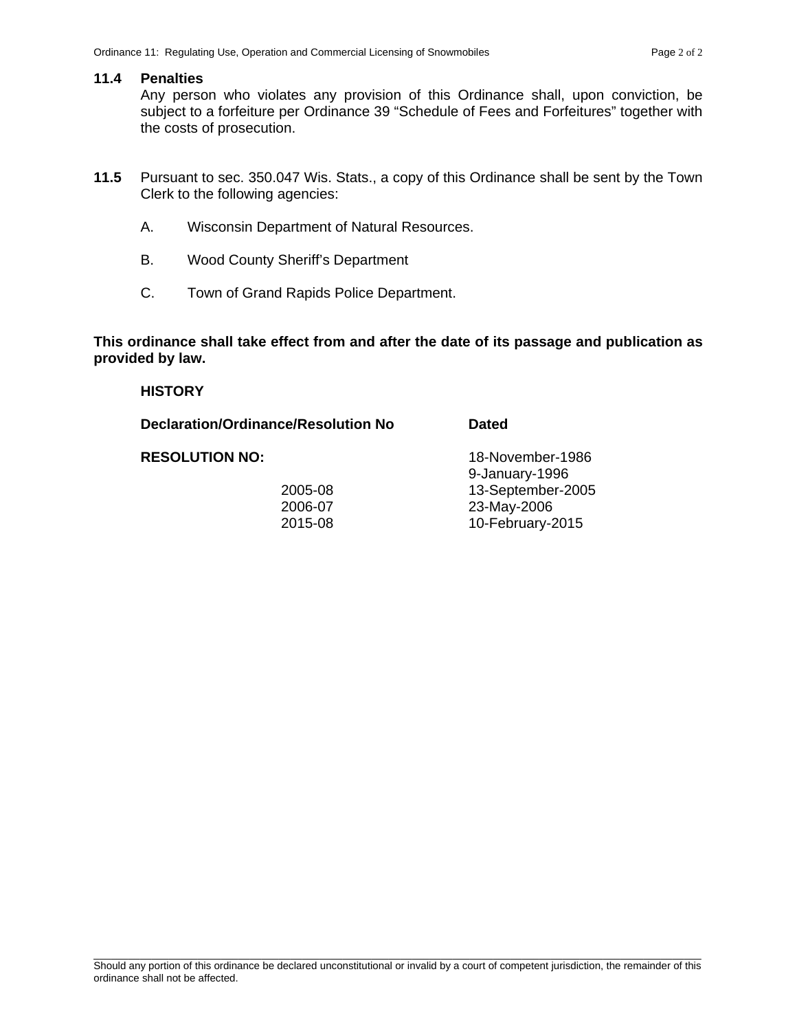**11.4 Penalties**

Any person who violates any provision of this Ordinance shall, upon conviction, be subject to a forfeiture per Ordinance 39 "Schedule of Fees and Forfeitures" together with the costs of prosecution.

**11.5** Pursuant to sec. 350.047 Wis. Stats., a copy of this Ordinance shall be sent by the Town Clerk to the following agencies:

A. Wisconsin Department of Natural Resources.

B. Wood County Sheriff's Department

C. Town of Grand Rapids Police Department.

**This ordinance shall take effect from and after the date of its passage and publication as provided by law.**

**HISTORY**

| Declaration/Ordinance/Resolution No | | Dated |
|---|---|---|
| RESOLUTION NO: | | 18-November-1986 |
| | | 9-January-1996 |
| | 2005-08 | 13-September-2005 |
| | 2006-07 | 23-May-2006 |
| | 2015-08 | 10-February-2015 |

Should any portion of this ordinance be declared unconstitutional or invalid by a court of competent jurisdiction, the remainder of this ordinance shall not be affected.